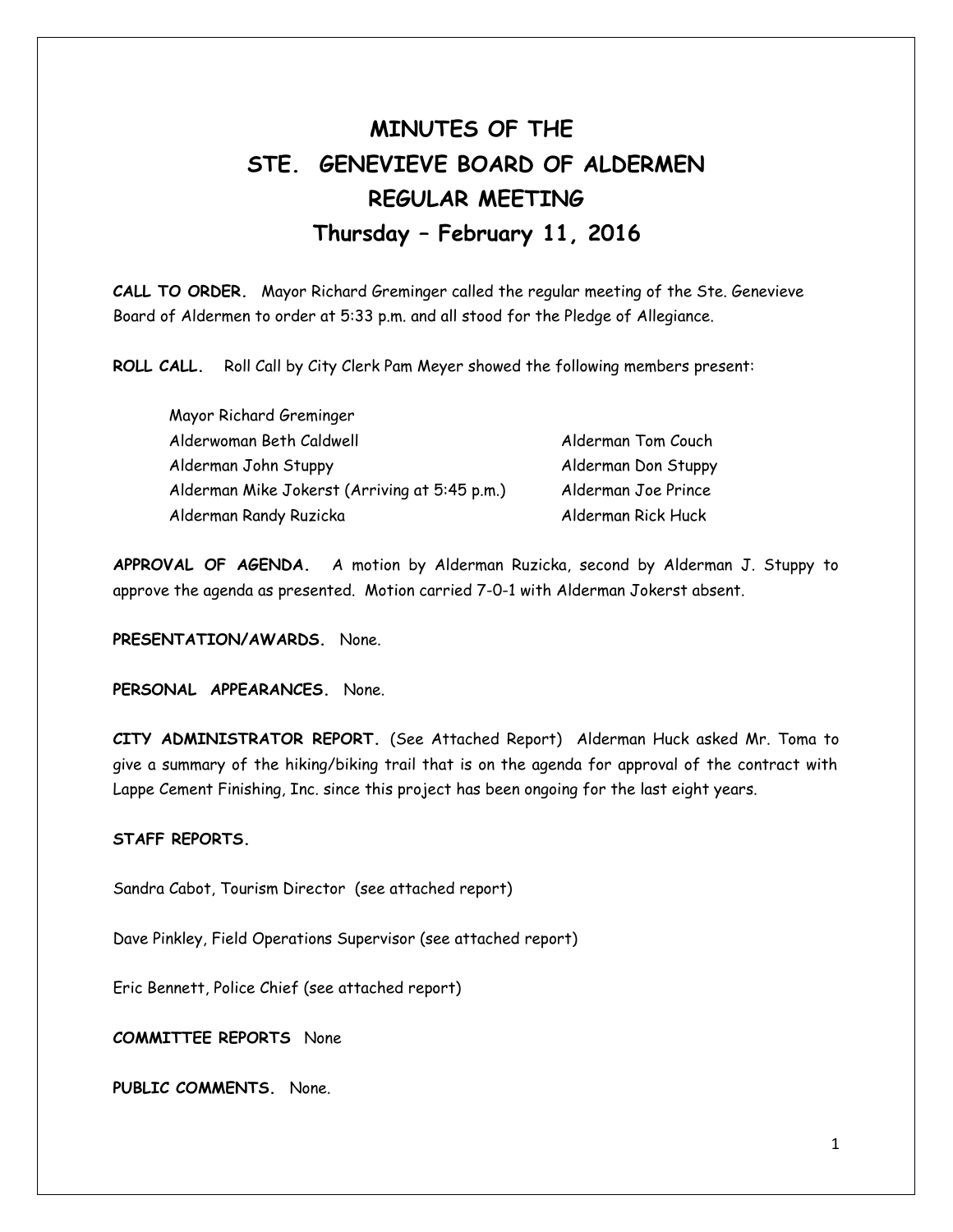# MINUTES OF THE
# STE. GENEVIEVE BOARD OF ALDERMEN
# REGULAR MEETING
# Thursday – February 11, 2016

**CALL TO ORDER.** Mayor Richard Greminger called the regular meeting of the Ste. Genevieve Board of Aldermen to order at 5:33 p.m. and all stood for the Pledge of Allegiance.

**ROLL CALL.** Roll Call by City Clerk Pam Meyer showed the following members present:

Mayor Richard Greminger

| | |
|---|---|
| Alderwoman Beth Caldwell | Alderman Tom Couch |
| Alderman John Stuppy | Alderman Don Stuppy |
| Alderman Mike Jokerst (Arriving at 5:45 p.m.) | Alderman Joe Prince |
| Alderman Randy Ruzicka | Alderman Rick Huck |

**APPROVAL OF AGENDA.** A motion by Alderman Ruzicka, second by Alderman J. Stuppy to approve the agenda as presented. Motion carried 7-0-1 with Alderman Jokerst absent.

**PRESENTATION/AWARDS.** None.

**PERSONAL APPEARANCES.** None.

**CITY ADMINISTRATOR REPORT.** (See Attached Report) Alderman Huck asked Mr. Toma to give a summary of the hiking/biking trail that is on the agenda for approval of the contract with Lappe Cement Finishing, Inc. since this project has been ongoing for the last eight years.

**STAFF REPORTS.**

Sandra Cabot, Tourism Director (see attached report)

Dave Pinkley, Field Operations Supervisor (see attached report)

Eric Bennett, Police Chief (see attached report)

**COMMITTEE REPORTS** None

**PUBLIC COMMENTS.** None.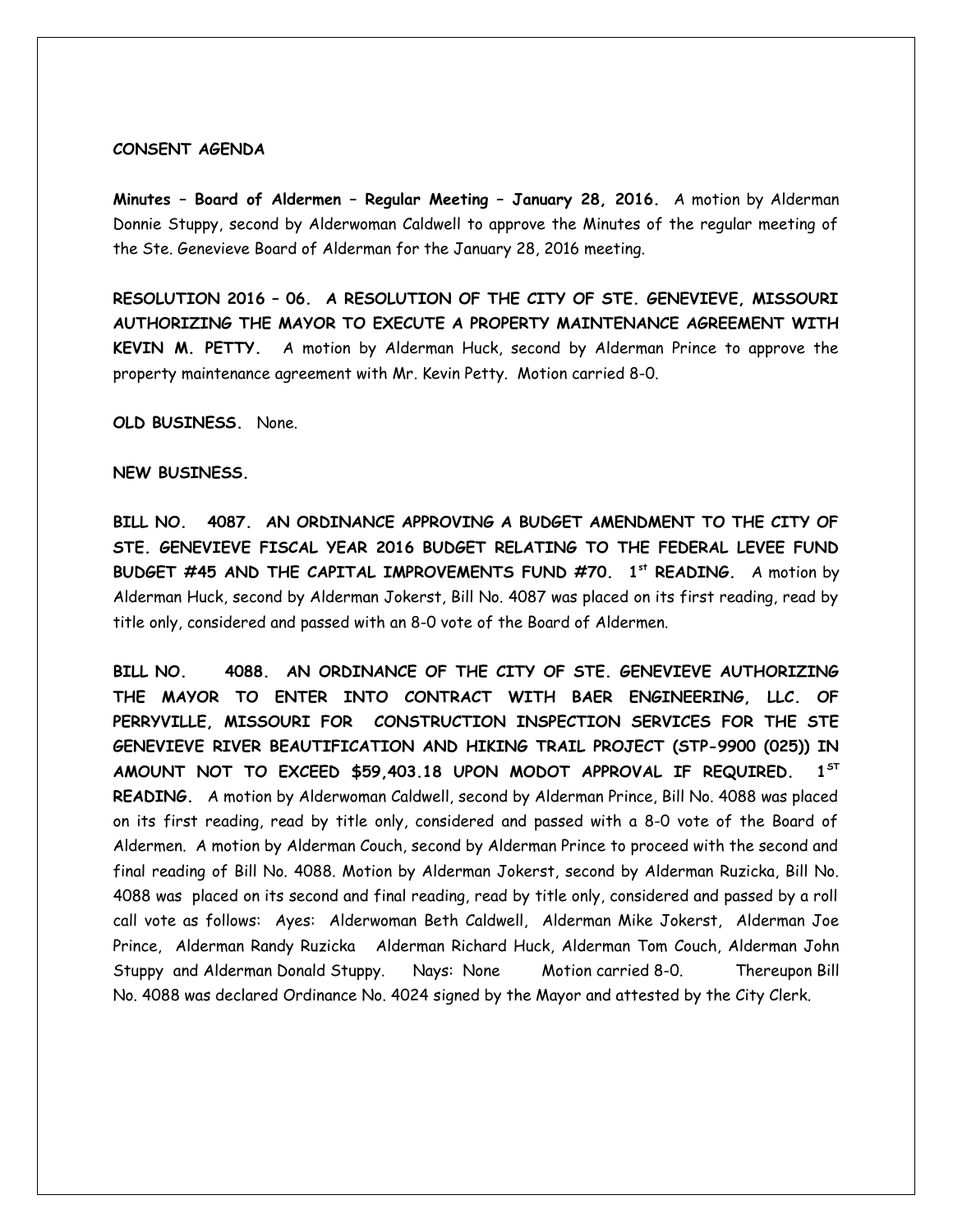**CONSENT AGENDA**

**Minutes – Board of Aldermen – Regular Meeting – January 28, 2016.** A motion by Alderman Donnie Stuppy, second by Alderwoman Caldwell to approve the Minutes of the regular meeting of the Ste. Genevieve Board of Alderman for the January 28, 2016 meeting.

**RESOLUTION 2016 – 06. A RESOLUTION OF THE CITY OF STE. GENEVIEVE, MISSOURI AUTHORIZING THE MAYOR TO EXECUTE A PROPERTY MAINTENANCE AGREEMENT WITH KEVIN M. PETTY.** A motion by Alderman Huck, second by Alderman Prince to approve the property maintenance agreement with Mr. Kevin Petty. Motion carried 8-0.

**OLD BUSINESS.** None.

**NEW BUSINESS.**

**BILL NO. 4087. AN ORDINANCE APPROVING A BUDGET AMENDMENT TO THE CITY OF STE. GENEVIEVE FISCAL YEAR 2016 BUDGET RELATING TO THE FEDERAL LEVEE FUND BUDGET #45 AND THE CAPITAL IMPROVEMENTS FUND #70. 1st READING.** A motion by Alderman Huck, second by Alderman Jokerst, Bill No. 4087 was placed on its first reading, read by title only, considered and passed with an 8-0 vote of the Board of Aldermen.

**BILL NO. 4088. AN ORDINANCE OF THE CITY OF STE. GENEVIEVE AUTHORIZING THE MAYOR TO ENTER INTO CONTRACT WITH BAER ENGINEERING, LLC. OF PERRYVILLE, MISSOURI FOR CONSTRUCTION INSPECTION SERVICES FOR THE STE GENEVIEVE RIVER BEAUTIFICATION AND HIKING TRAIL PROJECT (STP-9900 (025)) IN AMOUNT NOT TO EXCEED $59,403.18 UPON MODOT APPROVAL IF REQUIRED. 1ST READING.** A motion by Alderwoman Caldwell, second by Alderman Prince, Bill No. 4088 was placed on its first reading, read by title only, considered and passed with a 8-0 vote of the Board of Aldermen. A motion by Alderman Couch, second by Alderman Prince to proceed with the second and final reading of Bill No. 4088. Motion by Alderman Jokerst, second by Alderman Ruzicka, Bill No. 4088 was placed on its second and final reading, read by title only, considered and passed by a roll call vote as follows: Ayes: Alderwoman Beth Caldwell, Alderman Mike Jokerst, Alderman Joe Prince, Alderman Randy Ruzicka Alderman Richard Huck, Alderman Tom Couch, Alderman John Stuppy and Alderman Donald Stuppy. Nays: None Motion carried 8-0. Thereupon Bill No. 4088 was declared Ordinance No. 4024 signed by the Mayor and attested by the City Clerk.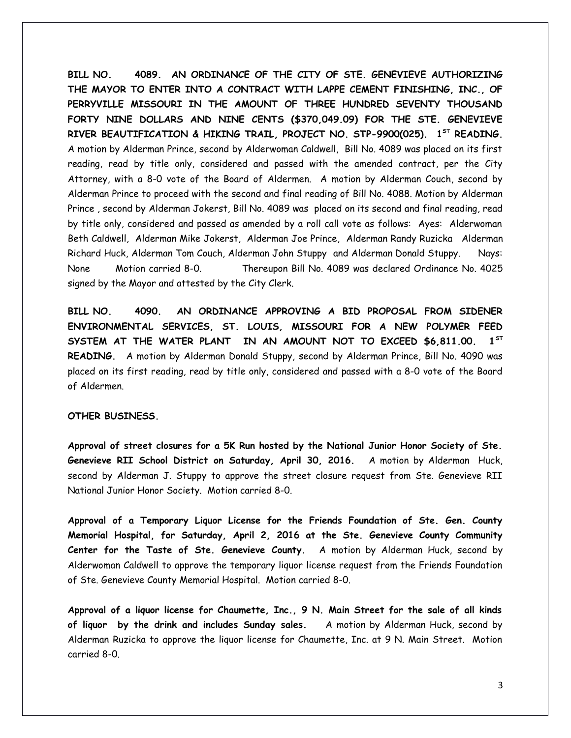**BILL NO. 4089. AN ORDINANCE OF THE CITY OF STE. GENEVIEVE AUTHORIZING THE MAYOR TO ENTER INTO A CONTRACT WITH LAPPE CEMENT FINISHING, INC., OF PERRYVILLE MISSOURI IN THE AMOUNT OF THREE HUNDRED SEVENTY THOUSAND FORTY NINE DOLLARS AND NINE CENTS ($370,049.09) FOR THE STE. GENEVIEVE RIVER BEAUTIFICATION & HIKING TRAIL, PROJECT NO. STP-9900(025). 1ST READING.** A motion by Alderman Prince, second by Alderwoman Caldwell, Bill No. 4089 was placed on its first reading, read by title only, considered and passed with the amended contract, per the City Attorney, with a 8-0 vote of the Board of Aldermen. A motion by Alderman Couch, second by Alderman Prince to proceed with the second and final reading of Bill No. 4088. Motion by Alderman Prince , second by Alderman Jokerst, Bill No. 4089 was placed on its second and final reading, read by title only, considered and passed as amended by a roll call vote as follows: Ayes: Alderwoman Beth Caldwell, Alderman Mike Jokerst, Alderman Joe Prince, Alderman Randy Ruzicka Alderman Richard Huck, Alderman Tom Couch, Alderman John Stuppy and Alderman Donald Stuppy. Nays: None Motion carried 8-0. Thereupon Bill No. 4089 was declared Ordinance No. 4025 signed by the Mayor and attested by the City Clerk.

**BILL NO. 4090. AN ORDINANCE APPROVING A BID PROPOSAL FROM SIDENER ENVIRONMENTAL SERVICES, ST. LOUIS, MISSOURI FOR A NEW POLYMER FEED SYSTEM AT THE WATER PLANT IN AN AMOUNT NOT TO EXCEED $6,811.00. 1ST READING.** A motion by Alderman Donald Stuppy, second by Alderman Prince, Bill No. 4090 was placed on its first reading, read by title only, considered and passed with a 8-0 vote of the Board of Aldermen.

**OTHER BUSINESS.**

**Approval of street closures for a 5K Run hosted by the National Junior Honor Society of Ste. Genevieve RII School District on Saturday, April 30, 2016.** A motion by Alderman Huck, second by Alderman J. Stuppy to approve the street closure request from Ste. Genevieve RII National Junior Honor Society. Motion carried 8-0.

**Approval of a Temporary Liquor License for the Friends Foundation of Ste. Gen. County Memorial Hospital, for Saturday, April 2, 2016 at the Ste. Genevieve County Community Center for the Taste of Ste. Genevieve County.** A motion by Alderman Huck, second by Alderwoman Caldwell to approve the temporary liquor license request from the Friends Foundation of Ste. Genevieve County Memorial Hospital. Motion carried 8-0.

**Approval of a liquor license for Chaumette, Inc., 9 N. Main Street for the sale of all kinds of liquor by the drink and includes Sunday sales.** A motion by Alderman Huck, second by Alderman Ruzicka to approve the liquor license for Chaumette, Inc. at 9 N. Main Street. Motion carried 8-0.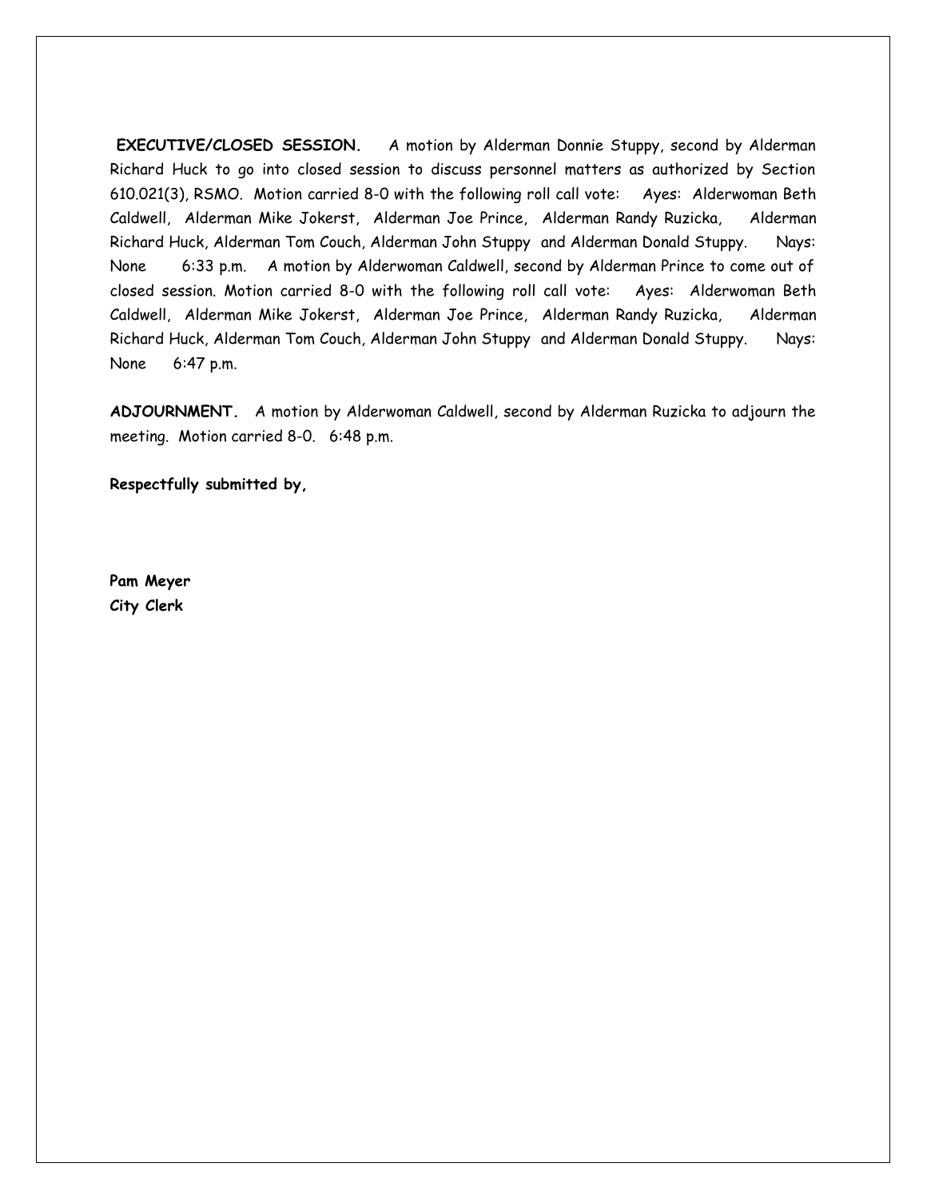**EXECUTIVE/CLOSED SESSION.** A motion by Alderman Donnie Stuppy, second by Alderman Richard Huck to go into closed session to discuss personnel matters as authorized by Section 610.021(3), RSMO. Motion carried 8-0 with the following roll call vote: Ayes: Alderwoman Beth Caldwell, Alderman Mike Jokerst, Alderman Joe Prince, Alderman Randy Ruzicka, Alderman Richard Huck, Alderman Tom Couch, Alderman John Stuppy and Alderman Donald Stuppy. Nays: None 6:33 p.m. A motion by Alderwoman Caldwell, second by Alderman Prince to come out of closed session. Motion carried 8-0 with the following roll call vote: Ayes: Alderwoman Beth Caldwell, Alderman Mike Jokerst, Alderman Joe Prince, Alderman Randy Ruzicka, Alderman Richard Huck, Alderman Tom Couch, Alderman John Stuppy and Alderman Donald Stuppy. Nays: None 6:47 p.m.

**ADJOURNMENT.** A motion by Alderwoman Caldwell, second by Alderman Ruzicka to adjourn the meeting. Motion carried 8-0. 6:48 p.m.

**Respectfully submitted by,**

**Pam Meyer**
**City Clerk**